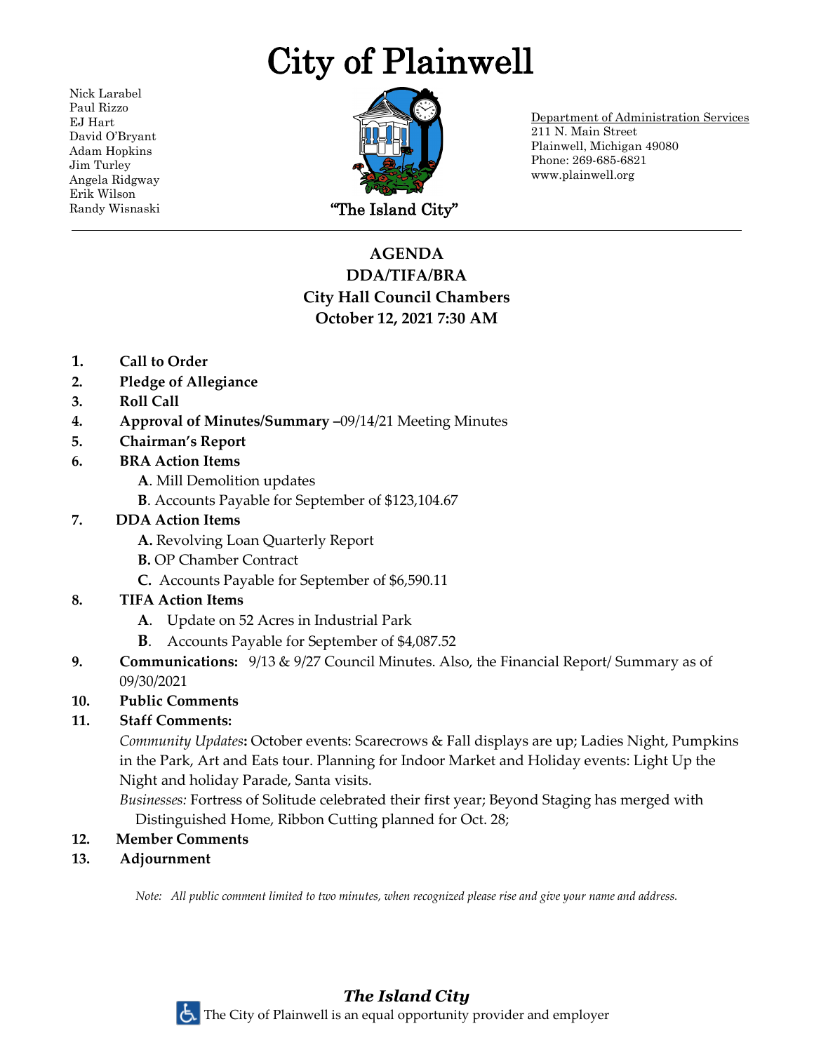# City of Plainwell

Nick Larabel
Paul Rizzo
EJ Hart
David O'Bryant
Adam Hopkins
Jim Turley
Angela Ridgway
Erik Wilson
Randy Wisnaski

"The Island City"

Department of Administration Services
211 N. Main Street
Plainwell, Michigan 49080
Phone: 269-685-6821
www.plainwell.org

---

**AGENDA**
**DDA/TIFA/BRA**
**City Hall Council Chambers**
**October 12, 2021 7:30 AM**

1. **Call to Order**
2. **Pledge of Allegiance**
3. **Roll Call**
4. **Approval of Minutes/Summary** –09/14/21 Meeting Minutes
5. **Chairman's Report**
6. **BRA Action Items**
   - **A**. Mill Demolition updates
   - **B**. Accounts Payable for September of $123,104.67
7. **DDA Action Items**
   - **A.** Revolving Loan Quarterly Report
   - **B.** OP Chamber Contract
   - **C.** Accounts Payable for September of $6,590.11
8. **TIFA Action Items**
   - **A**. Update on 52 Acres in Industrial Park
   - **B**. Accounts Payable for September of $4,087.52
9. **Communications:** 9/13 & 9/27 Council Minutes. Also, the Financial Report/ Summary as of 09/30/2021
10. **Public Comments**
11. **Staff Comments:**

    *Community Updates***:** October events: Scarecrows & Fall displays are up; Ladies Night, Pumpkins in the Park, Art and Eats tour. Planning for Indoor Market and Holiday events: Light Up the Night and holiday Parade, Santa visits.

    *Businesses:* Fortress of Solitude celebrated their first year; Beyond Staging has merged with Distinguished Home, Ribbon Cutting planned for Oct. 28;
12. **Member Comments**
13. **Adjournment**

*Note: All public comment limited to two minutes, when recognized please rise and give your name and address.*

***The Island City***
The City of Plainwell is an equal opportunity provider and employer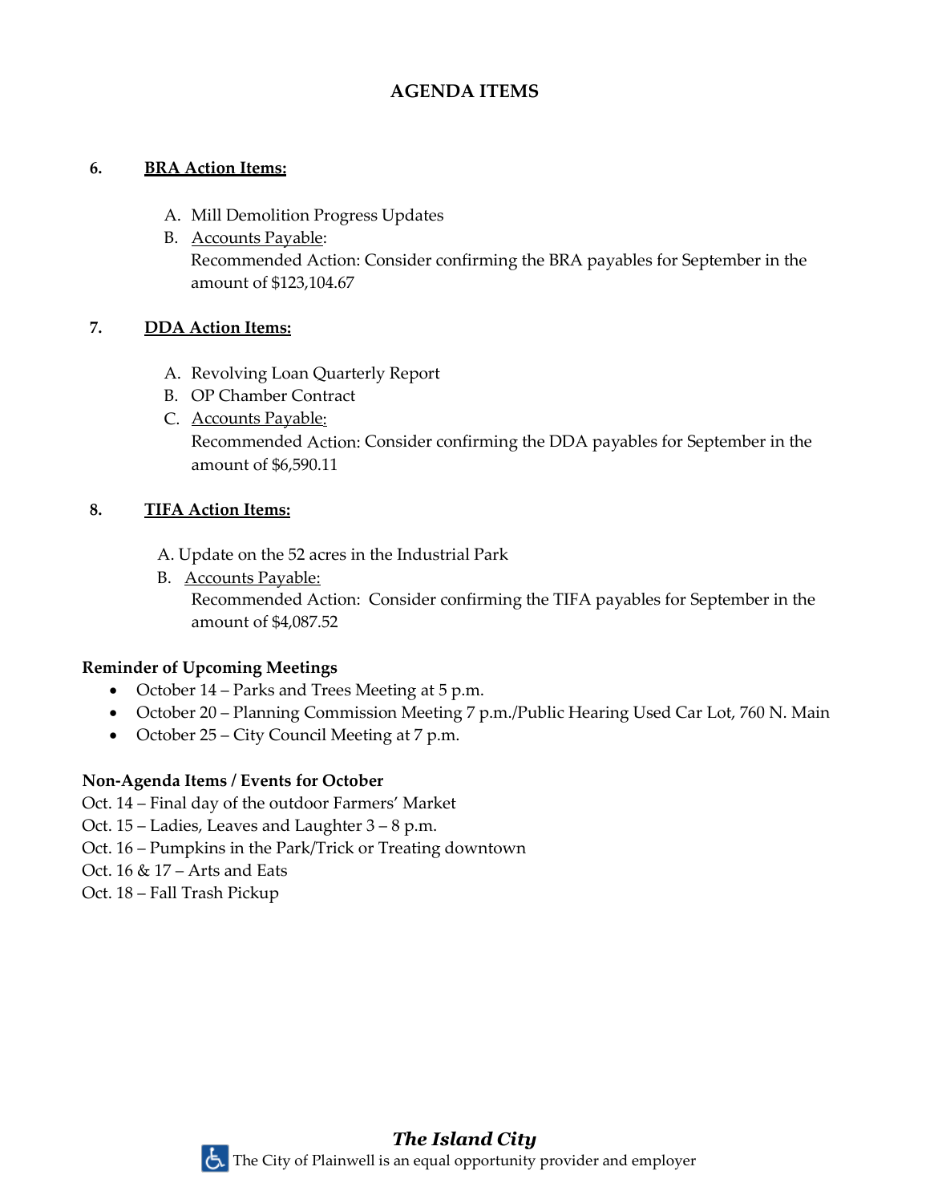## AGENDA ITEMS

**6. <u>BRA Action Items:</u>**

A. Mill Demolition Progress Updates
B. <u>Accounts Payable</u>:
   Recommended Action: Consider confirming the BRA payables for September in the amount of $123,104.67

**7. <u>DDA Action Items:</u>**

A. Revolving Loan Quarterly Report
B. OP Chamber Contract
C. <u>Accounts Payable:</u>
   Recommended Action: Consider confirming the DDA payables for September in the amount of $6,590.11

**8. <u>TIFA Action Items:</u>**

A. Update on the 52 acres in the Industrial Park
B. <u>Accounts Payable:</u>
   Recommended Action: Consider confirming the TIFA payables for September in the amount of $4,087.52

**Reminder of Upcoming Meetings**

- October 14 – Parks and Trees Meeting at 5 p.m.
- October 20 – Planning Commission Meeting 7 p.m./Public Hearing Used Car Lot, 760 N. Main
- October 25 – City Council Meeting at 7 p.m.

**Non-Agenda Items / Events for October**

Oct. 14 – Final day of the outdoor Farmers' Market
Oct. 15 – Ladies, Leaves and Laughter 3 – 8 p.m.
Oct. 16 – Pumpkins in the Park/Trick or Treating downtown
Oct. 16 & 17 – Arts and Eats
Oct. 18 – Fall Trash Pickup

***The Island City***

The City of Plainwell is an equal opportunity provider and employer